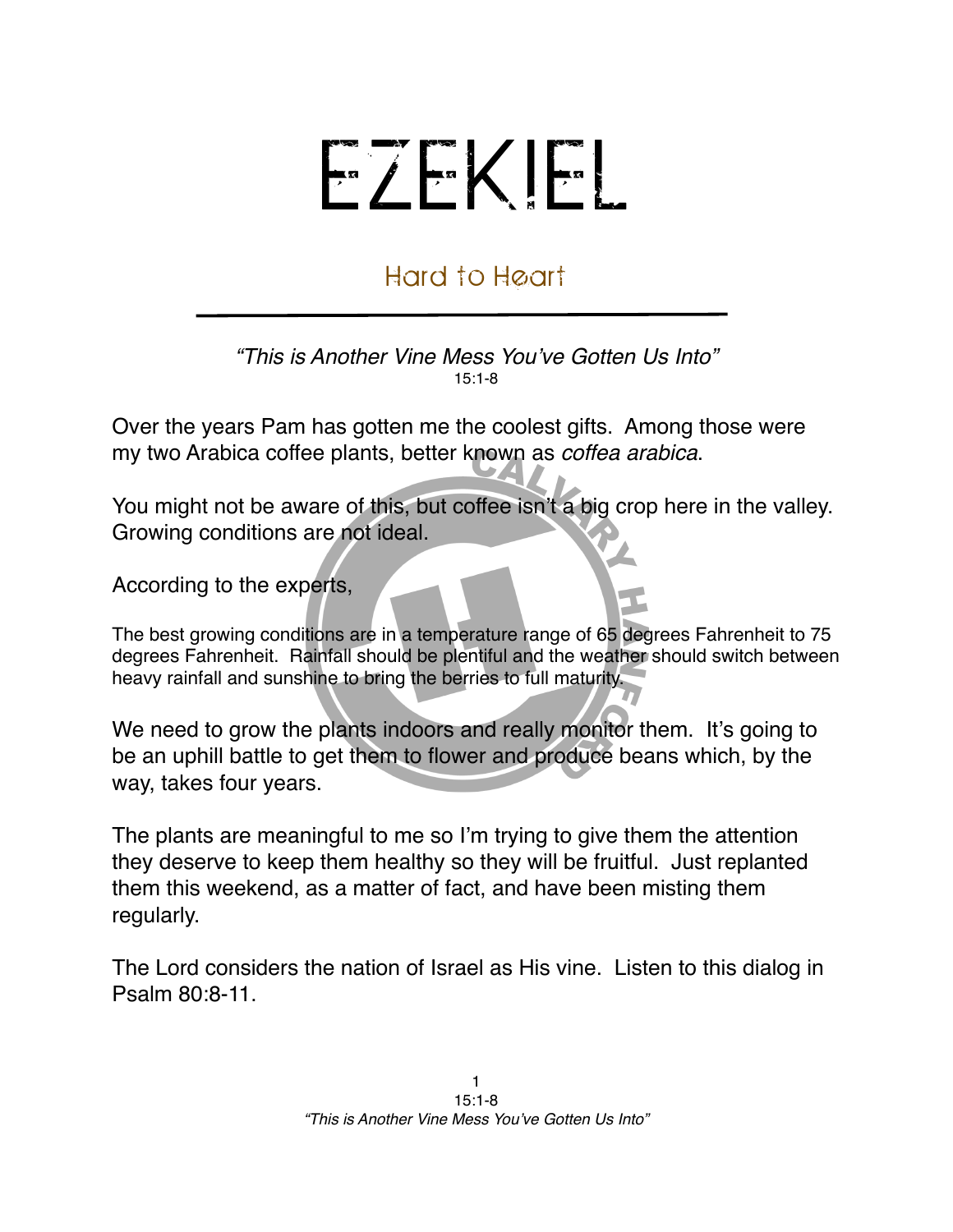# EZEKIEL

## Hard to Heart

*"This is Another Vine Mess You've Gotten Us Into"*
15:1-8

Over the years Pam has gotten me the coolest gifts. Among those were my two Arabica coffee plants, better known as *coffea arabica*.

You might not be aware of this, but coffee isn't a big crop here in the valley. Growing conditions are not ideal.

According to the experts,

The best growing conditions are in a temperature range of 65 degrees Fahrenheit to 75 degrees Fahrenheit. Rainfall should be plentiful and the weather should switch between heavy rainfall and sunshine to bring the berries to full maturity.

We need to grow the plants indoors and really monitor them. It's going to be an uphill battle to get them to flower and produce beans which, by the way, takes four years.

The plants are meaningful to me so I'm trying to give them the attention they deserve to keep them healthy so they will be fruitful. Just replanted them this weekend, as a matter of fact, and have been misting them regularly.

The Lord considers the nation of Israel as His vine. Listen to this dialog in Psalm 80:8-11.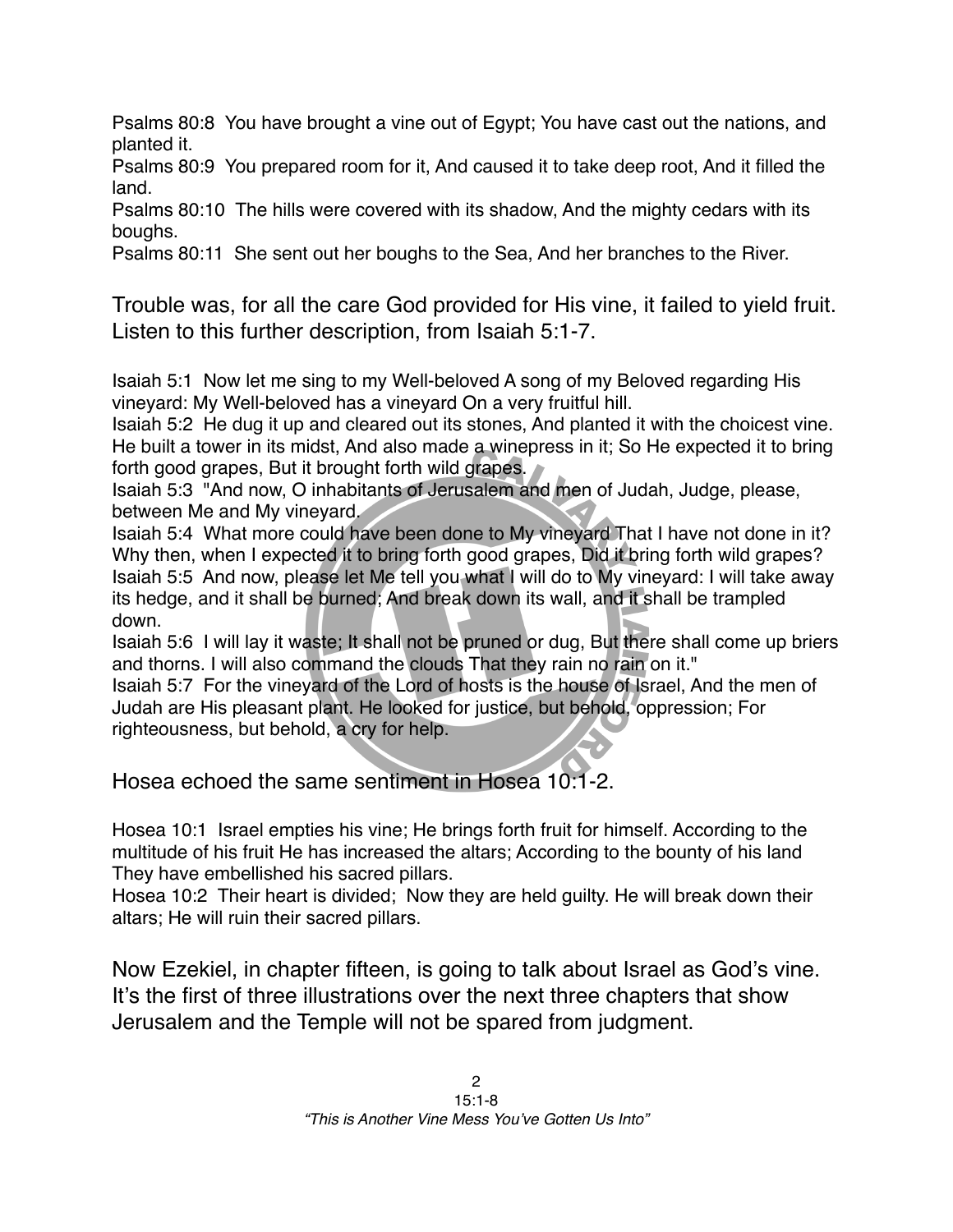Psalms 80:8 You have brought a vine out of Egypt; You have cast out the nations, and planted it.
Psalms 80:9 You prepared room for it, And caused it to take deep root, And it filled the land.
Psalms 80:10 The hills were covered with its shadow, And the mighty cedars with its boughs.
Psalms 80:11 She sent out her boughs to the Sea, And her branches to the River.

Trouble was, for all the care God provided for His vine, it failed to yield fruit. Listen to this further description, from Isaiah 5:1-7.

Isaiah 5:1 Now let me sing to my Well-beloved A song of my Beloved regarding His vineyard: My Well-beloved has a vineyard On a very fruitful hill.
Isaiah 5:2 He dug it up and cleared out its stones, And planted it with the choicest vine. He built a tower in its midst, And also made a winepress in it; So He expected it to bring forth good grapes, But it brought forth wild grapes.
Isaiah 5:3 "And now, O inhabitants of Jerusalem and men of Judah, Judge, please, between Me and My vineyard.
Isaiah 5:4 What more could have been done to My vineyard That I have not done in it? Why then, when I expected it to bring forth good grapes, Did it bring forth wild grapes?
Isaiah 5:5 And now, please let Me tell you what I will do to My vineyard: I will take away its hedge, and it shall be burned; And break down its wall, and it shall be trampled down.
Isaiah 5:6 I will lay it waste; It shall not be pruned or dug, But there shall come up briers and thorns. I will also command the clouds That they rain no rain on it."
Isaiah 5:7 For the vineyard of the Lord of hosts is the house of Israel, And the men of Judah are His pleasant plant. He looked for justice, but behold, oppression; For righteousness, but behold, a cry for help.

Hosea echoed the same sentiment in Hosea 10:1-2.

Hosea 10:1 Israel empties his vine; He brings forth fruit for himself. According to the multitude of his fruit He has increased the altars; According to the bounty of his land They have embellished his sacred pillars.
Hosea 10:2 Their heart is divided; Now they are held guilty. He will break down their altars; He will ruin their sacred pillars.

Now Ezekiel, in chapter fifteen, is going to talk about Israel as God's vine. It's the first of three illustrations over the next three chapters that show Jerusalem and the Temple will not be spared from judgment.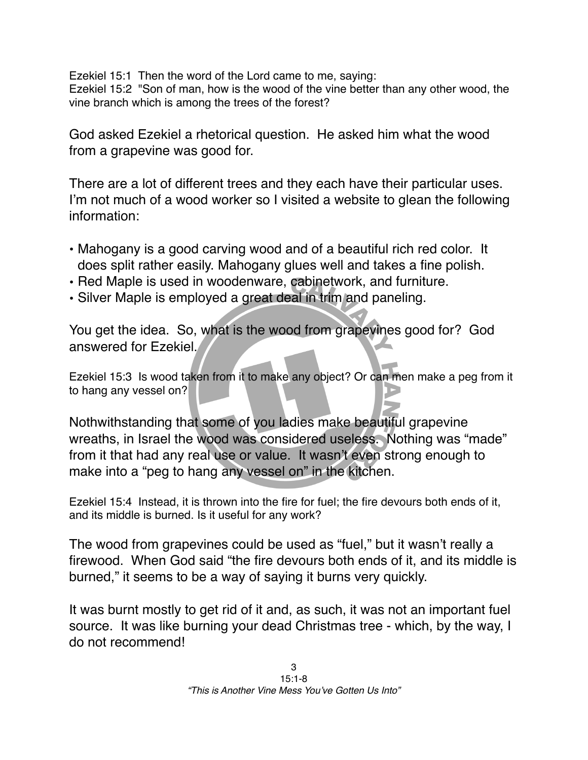Ezekiel 15:1 Then the word of the Lord came to me, saying:
Ezekiel 15:2 "Son of man, how is the wood of the vine better than any other wood, the vine branch which is among the trees of the forest?

God asked Ezekiel a rhetorical question. He asked him what the wood from a grapevine was good for.

There are a lot of different trees and they each have their particular uses. I'm not much of a wood worker so I visited a website to glean the following information:

- Mahogany is a good carving wood and of a beautiful rich red color. It does split rather easily. Mahogany glues well and takes a fine polish.
- Red Maple is used in woodenware, cabinetwork, and furniture.
- Silver Maple is employed a great deal in trim and paneling.

You get the idea. So, what is the wood from grapevines good for? God answered for Ezekiel.

Ezekiel 15:3 Is wood taken from it to make any object? Or can men make a peg from it to hang any vessel on?

Nothwithstanding that some of you ladies make beautiful grapevine wreaths, in Israel the wood was considered useless. Nothing was "made" from it that had any real use or value. It wasn't even strong enough to make into a "peg to hang any vessel on" in the kitchen.

Ezekiel 15:4 Instead, it is thrown into the fire for fuel; the fire devours both ends of it, and its middle is burned. Is it useful for any work?

The wood from grapevines could be used as "fuel," but it wasn't really a firewood. When God said "the fire devours both ends of it, and its middle is burned," it seems to be a way of saying it burns very quickly.

It was burnt mostly to get rid of it and, as such, it was not an important fuel source. It was like burning your dead Christmas tree - which, by the way, I do not recommend!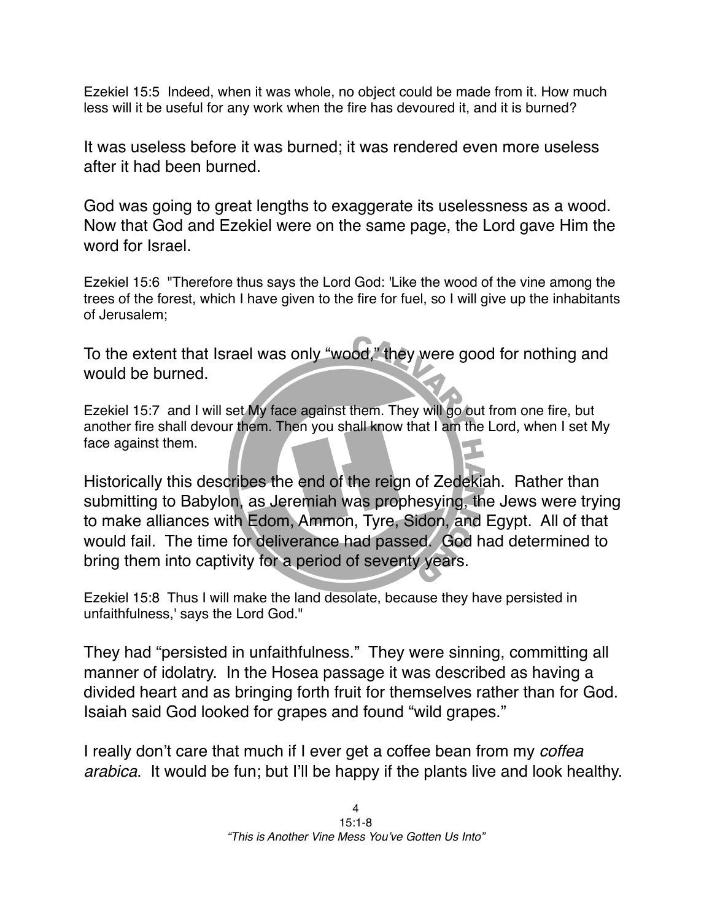Ezekiel 15:5 Indeed, when it was whole, no object could be made from it. How much less will it be useful for any work when the fire has devoured it, and it is burned?

It was useless before it was burned; it was rendered even more useless after it had been burned.

God was going to great lengths to exaggerate its uselessness as a wood. Now that God and Ezekiel were on the same page, the Lord gave Him the word for Israel.

Ezekiel 15:6 "Therefore thus says the Lord God: 'Like the wood of the vine among the trees of the forest, which I have given to the fire for fuel, so I will give up the inhabitants of Jerusalem;

To the extent that Israel was only "wood," they were good for nothing and would be burned.

Ezekiel 15:7 and I will set My face against them. They will go out from one fire, but another fire shall devour them. Then you shall know that I am the Lord, when I set My face against them.

Historically this describes the end of the reign of Zedekiah. Rather than submitting to Babylon, as Jeremiah was prophesying, the Jews were trying to make alliances with Edom, Ammon, Tyre, Sidon, and Egypt. All of that would fail. The time for deliverance had passed. God had determined to bring them into captivity for a period of seventy years.

Ezekiel 15:8 Thus I will make the land desolate, because they have persisted in unfaithfulness,' says the Lord God."

They had "persisted in unfaithfulness." They were sinning, committing all manner of idolatry. In the Hosea passage it was described as having a divided heart and as bringing forth fruit for themselves rather than for God. Isaiah said God looked for grapes and found "wild grapes."

I really don't care that much if I ever get a coffee bean from my *coffea arabica*. It would be fun; but I'll be happy if the plants live and look healthy.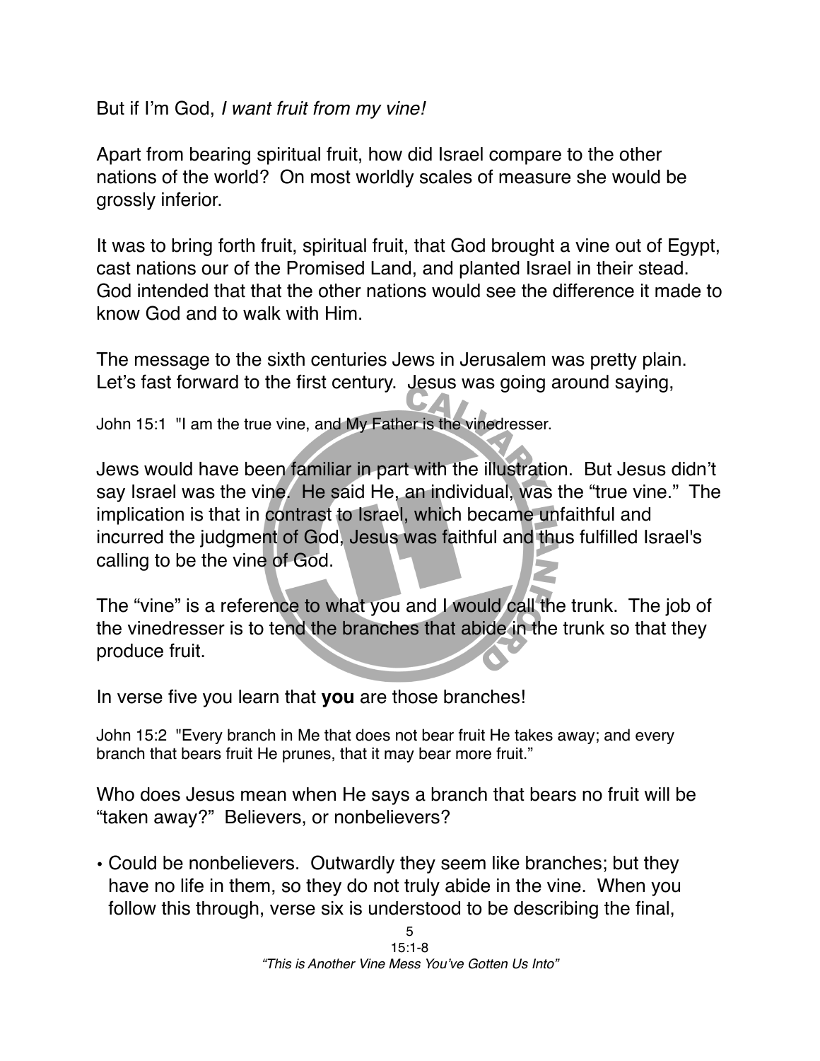But if I'm God, *I want fruit from my vine!*

Apart from bearing spiritual fruit, how did Israel compare to the other nations of the world? On most worldly scales of measure she would be grossly inferior.

It was to bring forth fruit, spiritual fruit, that God brought a vine out of Egypt, cast nations our of the Promised Land, and planted Israel in their stead. God intended that that the other nations would see the difference it made to know God and to walk with Him.

The message to the sixth centuries Jews in Jerusalem was pretty plain. Let's fast forward to the first century. Jesus was going around saying,

John 15:1 "I am the true vine, and My Father is the vinedresser.

Jews would have been familiar in part with the illustration. But Jesus didn't say Israel was the vine. He said He, an individual, was the "true vine." The implication is that in contrast to Israel, which became unfaithful and incurred the judgment of God, Jesus was faithful and thus fulfilled Israel's calling to be the vine of God.

The "vine" is a reference to what you and I would call the trunk. The job of the vinedresser is to tend the branches that abide in the trunk so that they produce fruit.

In verse five you learn that **you** are those branches!

John 15:2 "Every branch in Me that does not bear fruit He takes away; and every branch that bears fruit He prunes, that it may bear more fruit."

Who does Jesus mean when He says a branch that bears no fruit will be "taken away?" Believers, or nonbelievers?

- Could be nonbelievers. Outwardly they seem like branches; but they have no life in them, so they do not truly abide in the vine. When you follow this through, verse six is understood to be describing the final,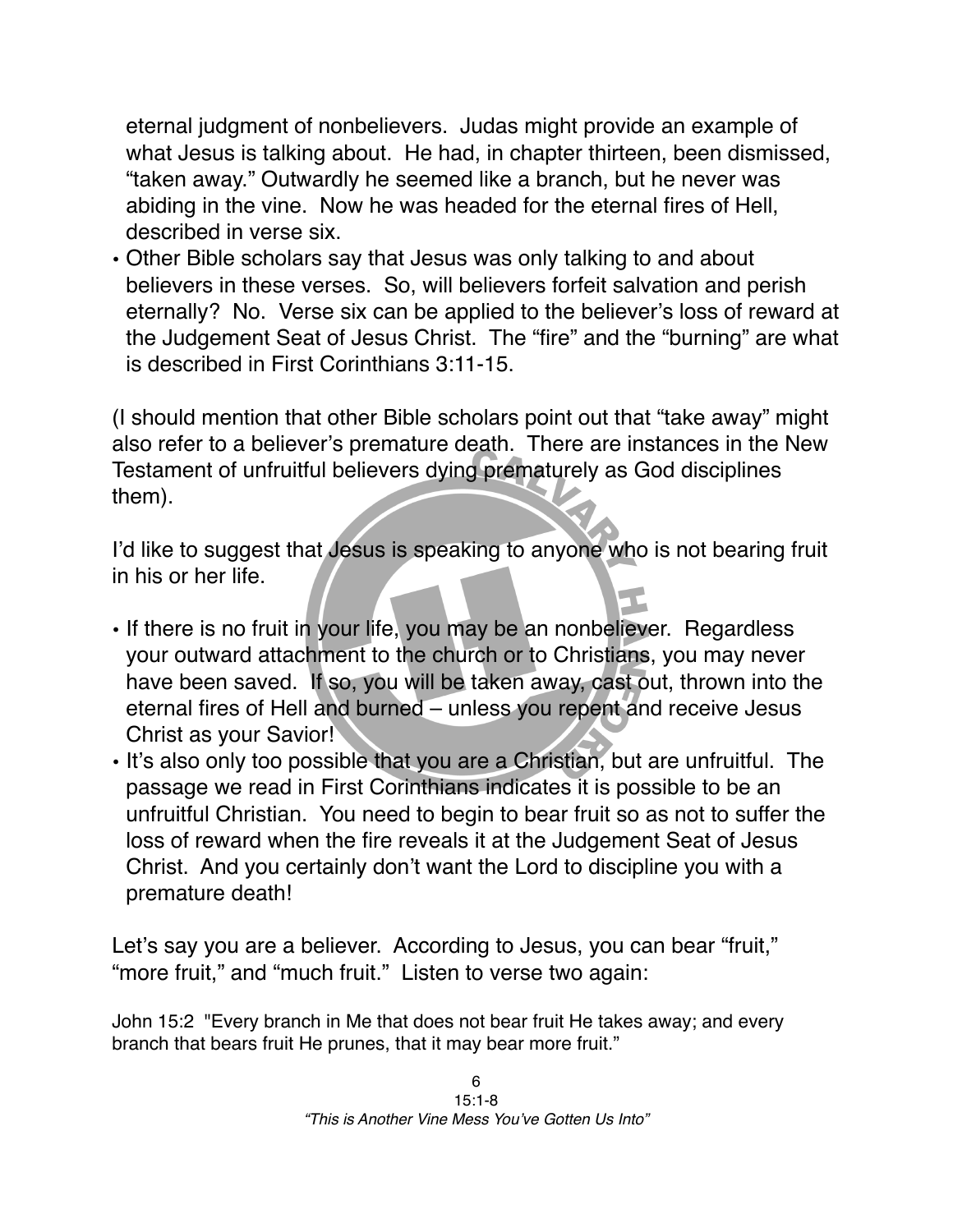eternal judgment of nonbelievers. Judas might provide an example of what Jesus is talking about. He had, in chapter thirteen, been dismissed, "taken away." Outwardly he seemed like a branch, but he never was abiding in the vine. Now he was headed for the eternal fires of Hell, described in verse six.

- Other Bible scholars say that Jesus was only talking to and about believers in these verses. So, will believers forfeit salvation and perish eternally? No. Verse six can be applied to the believer's loss of reward at the Judgement Seat of Jesus Christ. The "fire" and the "burning" are what is described in First Corinthians 3:11-15.

(I should mention that other Bible scholars point out that "take away" might also refer to a believer's premature death. There are instances in the New Testament of unfruitful believers dying prematurely as God disciplines them).

I'd like to suggest that Jesus is speaking to anyone who is not bearing fruit in his or her life.

- If there is no fruit in your life, you may be an nonbeliever. Regardless your outward attachment to the church or to Christians, you may never have been saved. If so, you will be taken away, cast out, thrown into the eternal fires of Hell and burned – unless you repent and receive Jesus Christ as your Savior!
- It's also only too possible that you are a Christian, but are unfruitful. The passage we read in First Corinthians indicates it is possible to be an unfruitful Christian. You need to begin to bear fruit so as not to suffer the loss of reward when the fire reveals it at the Judgement Seat of Jesus Christ. And you certainly don't want the Lord to discipline you with a premature death!

Let's say you are a believer. According to Jesus, you can bear "fruit," "more fruit," and "much fruit." Listen to verse two again:

John 15:2 "Every branch in Me that does not bear fruit He takes away; and every branch that bears fruit He prunes, that it may bear more fruit."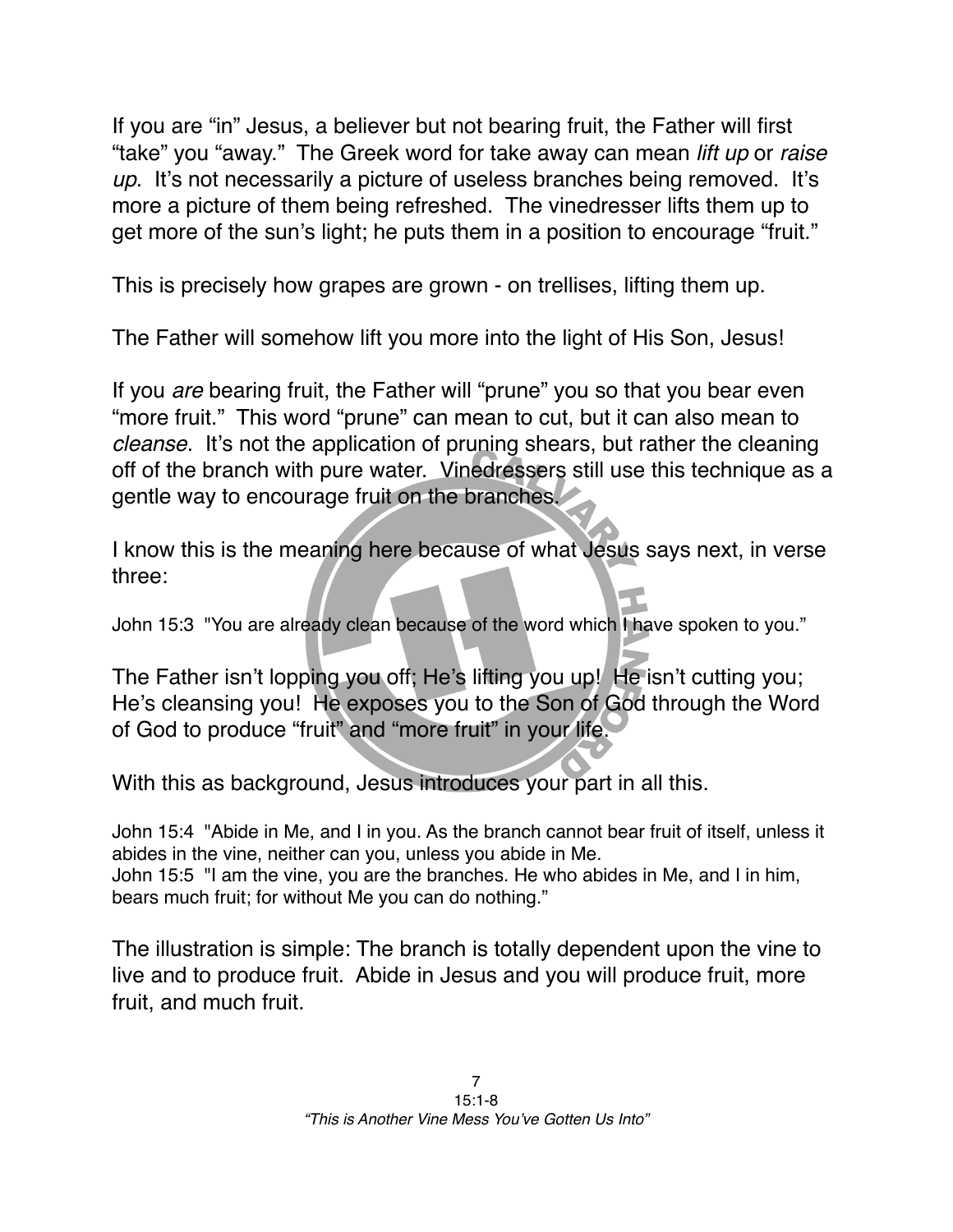If you are "in" Jesus, a believer but not bearing fruit, the Father will first "take" you "away." The Greek word for take away can mean *lift up* or *raise up*. It's not necessarily a picture of useless branches being removed. It's more a picture of them being refreshed. The vinedresser lifts them up to get more of the sun's light; he puts them in a position to encourage "fruit."

This is precisely how grapes are grown - on trellises, lifting them up.

The Father will somehow lift you more into the light of His Son, Jesus!

If you *are* bearing fruit, the Father will "prune" you so that you bear even "more fruit." This word "prune" can mean to cut, but it can also mean to *cleanse*. It's not the application of pruning shears, but rather the cleaning off of the branch with pure water. Vinedressers still use this technique as a gentle way to encourage fruit on the branches.

I know this is the meaning here because of what Jesus says next, in verse three:

John 15:3 "You are already clean because of the word which I have spoken to you."

The Father isn't lopping you off; He's lifting you up! He isn't cutting you; He's cleansing you! He exposes you to the Son of God through the Word of God to produce "fruit" and "more fruit" in your life.

With this as background, Jesus introduces your part in all this.

John 15:4 "Abide in Me, and I in you. As the branch cannot bear fruit of itself, unless it abides in the vine, neither can you, unless you abide in Me.
John 15:5 "I am the vine, you are the branches. He who abides in Me, and I in him, bears much fruit; for without Me you can do nothing."

The illustration is simple: The branch is totally dependent upon the vine to live and to produce fruit. Abide in Jesus and you will produce fruit, more fruit, and much fruit.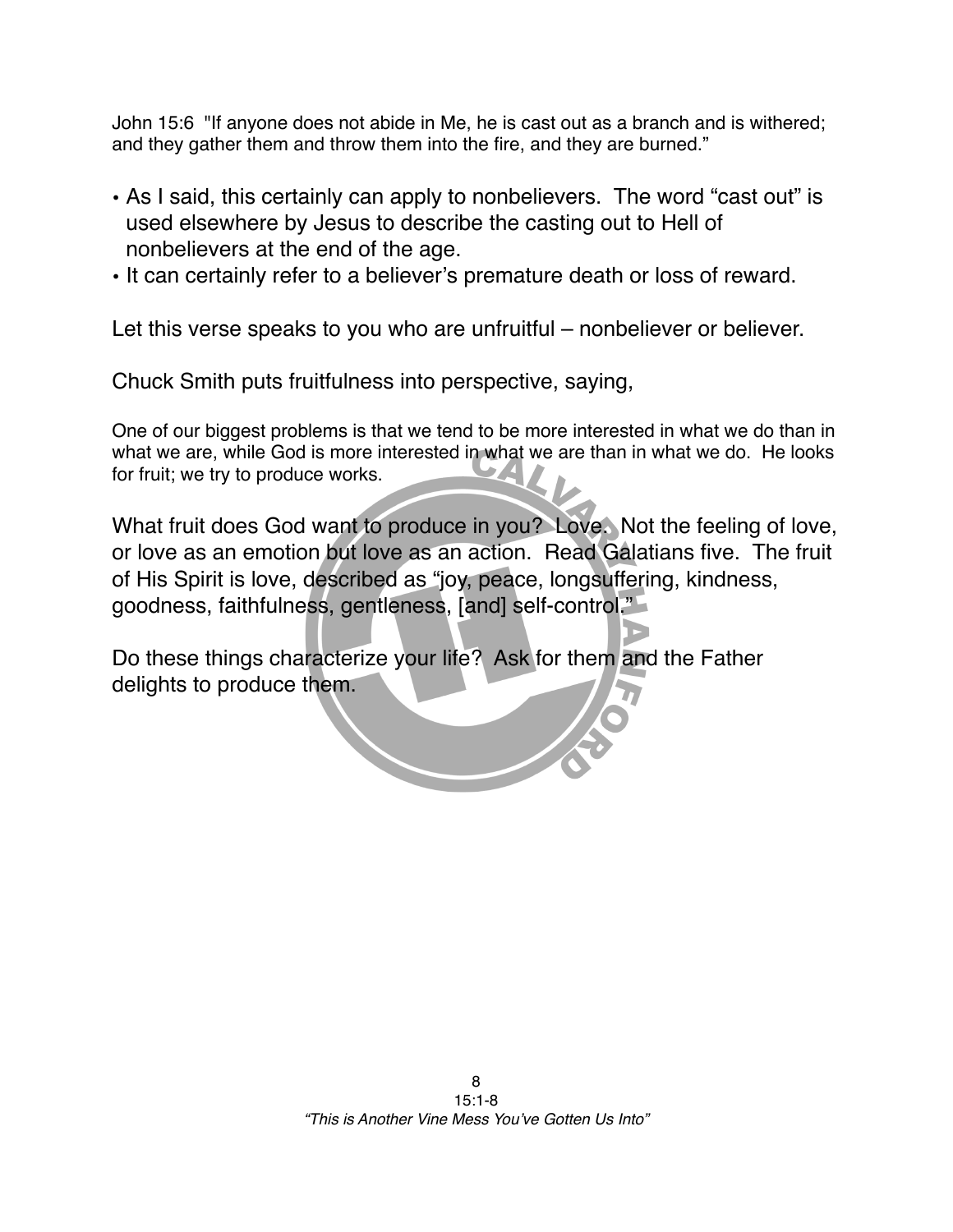John 15:6 "If anyone does not abide in Me, he is cast out as a branch and is withered; and they gather them and throw them into the fire, and they are burned."

- As I said, this certainly can apply to nonbelievers. The word "cast out" is used elsewhere by Jesus to describe the casting out to Hell of nonbelievers at the end of the age.
- It can certainly refer to a believer's premature death or loss of reward.

Let this verse speaks to you who are unfruitful – nonbeliever or believer.

Chuck Smith puts fruitfulness into perspective, saying,

> One of our biggest problems is that we tend to be more interested in what we do than in what we are, while God is more interested in what we are than in what we do. He looks for fruit; we try to produce works.

What fruit does God want to produce in you? Love. Not the feeling of love, or love as an emotion but love as an action. Read Galatians five. The fruit of His Spirit is love, described as "joy, peace, longsuffering, kindness, goodness, faithfulness, gentleness, [and] self-control."

Do these things characterize your life? Ask for them and the Father delights to produce them.